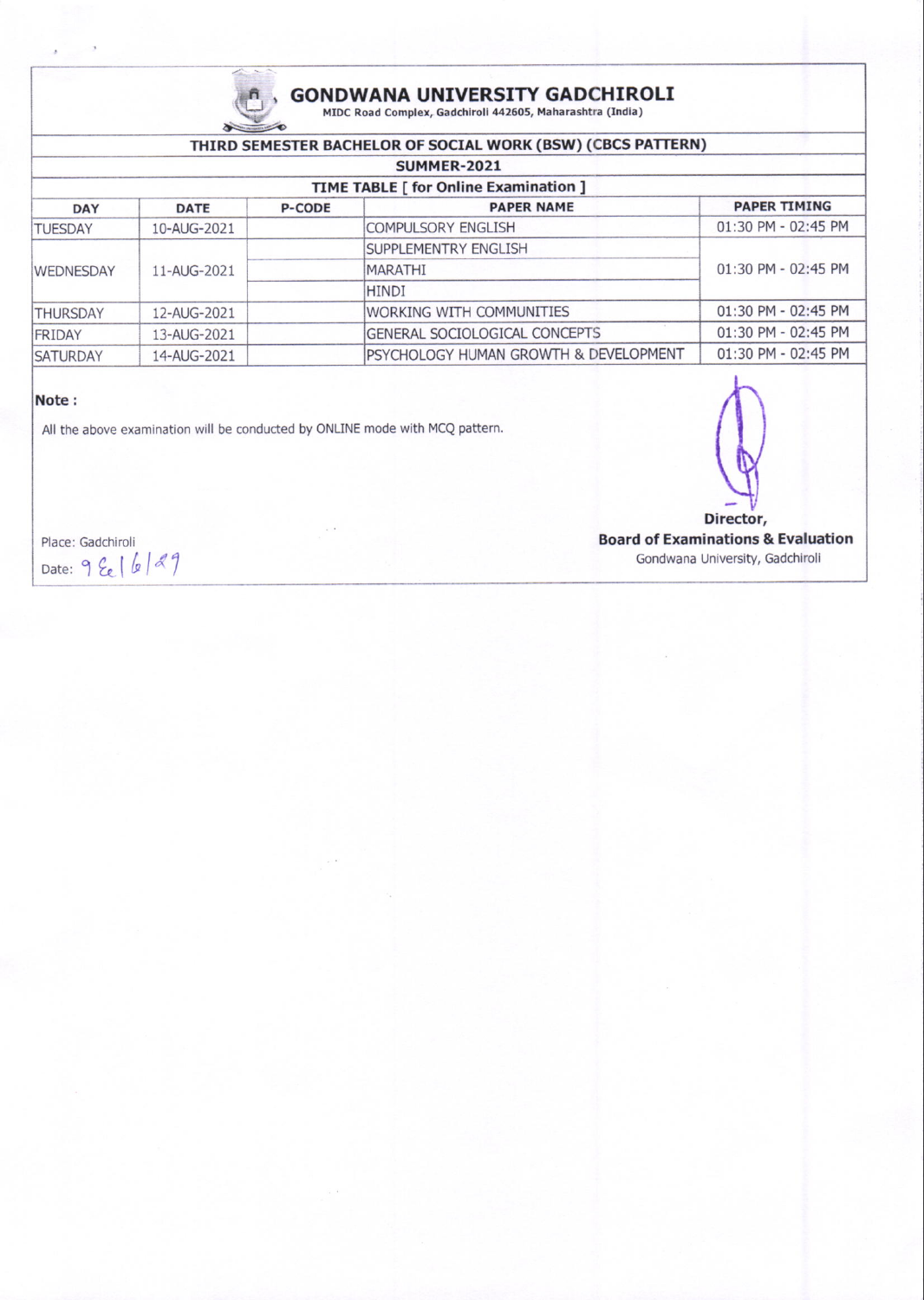# GONDWANA UNIVERSITY GADCHIROLI

MIDC Road Complex, Gadchiroli 442605, Maharashtra (India)

## THIRD SEMESTER BACHELOR OF SOCIAL WORK (BSW) (CBCS PATTERN)

### SUMMER-2021

### TIME TABLE [ for Online Examination ]

| DAY | DATE | P-CODE | PAPER NAME | PAPER TIMING |
|---|---|---|---|---|
| TUESDAY | 10-AUG-2021 | | COMPULSORY ENGLISH | 01:30 PM - 02:45 PM |
| WEDNESDAY | 11-AUG-2021 | | SUPPLEMENTRY ENGLISH | 01:30 PM - 02:45 PM |
| | | | MARATHI | |
| | | | HINDI | |
| THURSDAY | 12-AUG-2021 | | WORKING WITH COMMUNITIES | 01:30 PM - 02:45 PM |
| FRIDAY | 13-AUG-2021 | | GENERAL SOCIOLOGICAL CONCEPTS | 01:30 PM - 02:45 PM |
| SATURDAY | 14-AUG-2021 | | PSYCHOLOGY HUMAN GROWTH & DEVELOPMENT | 01:30 PM - 02:45 PM |

**Note :**

All the above examination will be conducted by ONLINE mode with MCQ pattern.

Place: Gadchiroli

Date: 9/6/21

**Director,**

**Board of Examinations & Evaluation**

Gondwana University, Gadchiroli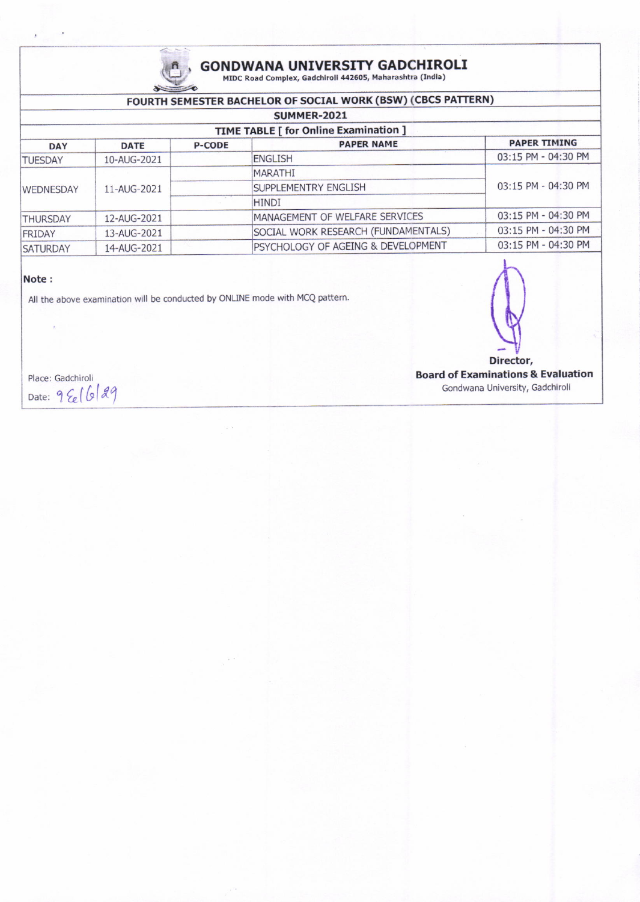# GONDWANA UNIVERSITY GADCHIROLI

MIDC Road Complex, Gadchiroli 442605, Maharashtra (India)

## FOURTH SEMESTER BACHELOR OF SOCIAL WORK (BSW) (CBCS PATTERN)

### SUMMER-2021

### TIME TABLE [ for Online Examination ]

| DAY | DATE | P-CODE | PAPER NAME | PAPER TIMING |
|---|---|---|---|---|
| TUESDAY | 10-AUG-2021 | | ENGLISH | 03:15 PM - 04:30 PM |
| WEDNESDAY | 11-AUG-2021 | | MARATHI | 03:15 PM - 04:30 PM |
| | | | SUPPLEMENTRY ENGLISH | |
| | | | HINDI | |
| THURSDAY | 12-AUG-2021 | | MANAGEMENT OF WELFARE SERVICES | 03:15 PM - 04:30 PM |
| FRIDAY | 13-AUG-2021 | | SOCIAL WORK RESEARCH (FUNDAMENTALS) | 03:15 PM - 04:30 PM |
| SATURDAY | 14-AUG-2021 | | PSYCHOLOGY OF AGEING & DEVELOPMENT | 03:15 PM - 04:30 PM |

**Note :**

All the above examination will be conducted by ONLINE mode with MCQ pattern.

Place: Gadchiroli

Date: 9/6/21

**Director,**

**Board of Examinations & Evaluation**

Gondwana University, Gadchiroli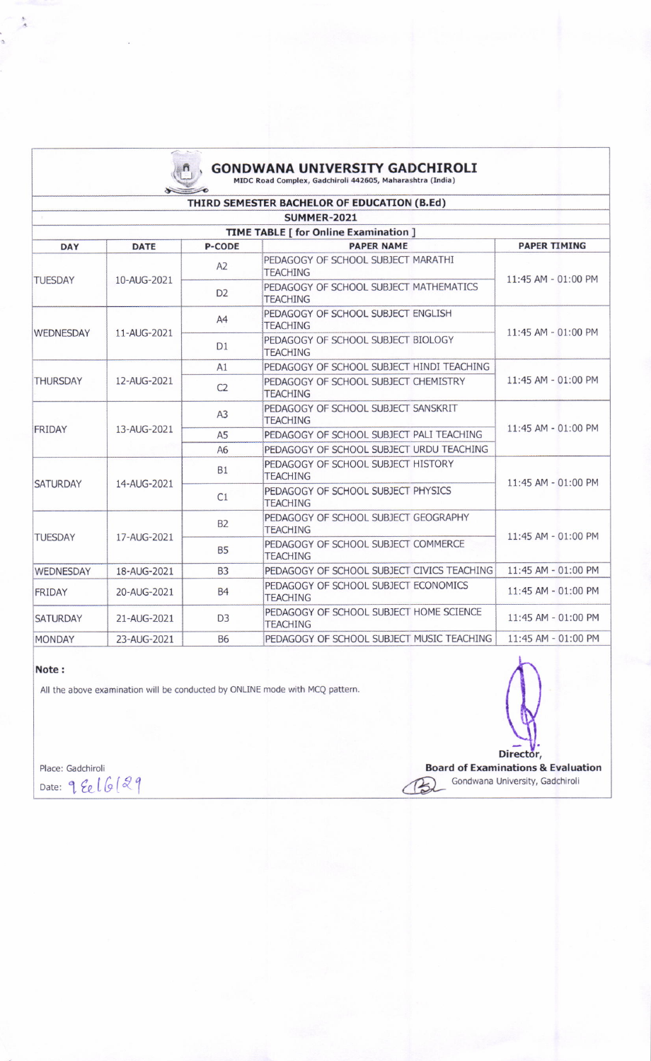# GONDWANA UNIVERSITY GADCHIROLI

MIDC Road Complex, Gadchiroli 442605, Maharashtra (India)

## THIRD SEMESTER BACHELOR OF EDUCATION (B.Ed)

## SUMMER-2021

### TIME TABLE [ for Online Examination ]

| DAY | DATE | P-CODE | PAPER NAME | PAPER TIMING |
|---|---|---|---|---|
| TUESDAY | 10-AUG-2021 | A2 | PEDAGOGY OF SCHOOL SUBJECT MARATHI TEACHING | 11:45 AM - 01:00 PM |
| | | D2 | PEDAGOGY OF SCHOOL SUBJECT MATHEMATICS TEACHING | |
| WEDNESDAY | 11-AUG-2021 | A4 | PEDAGOGY OF SCHOOL SUBJECT ENGLISH TEACHING | 11:45 AM - 01:00 PM |
| | | D1 | PEDAGOGY OF SCHOOL SUBJECT BIOLOGY TEACHING | |
| THURSDAY | 12-AUG-2021 | A1 | PEDAGOGY OF SCHOOL SUBJECT HINDI TEACHING | 11:45 AM - 01:00 PM |
| | | C2 | PEDAGOGY OF SCHOOL SUBJECT CHEMISTRY TEACHING | |
| FRIDAY | 13-AUG-2021 | A3 | PEDAGOGY OF SCHOOL SUBJECT SANSKRIT TEACHING | 11:45 AM - 01:00 PM |
| | | A5 | PEDAGOGY OF SCHOOL SUBJECT PALI TEACHING | |
| | | A6 | PEDAGOGY OF SCHOOL SUBJECT URDU TEACHING | |
| SATURDAY | 14-AUG-2021 | B1 | PEDAGOGY OF SCHOOL SUBJECT HISTORY TEACHING | 11:45 AM - 01:00 PM |
| | | C1 | PEDAGOGY OF SCHOOL SUBJECT PHYSICS TEACHING | |
| TUESDAY | 17-AUG-2021 | B2 | PEDAGOGY OF SCHOOL SUBJECT GEOGRAPHY TEACHING | 11:45 AM - 01:00 PM |
| | | B5 | PEDAGOGY OF SCHOOL SUBJECT COMMERCE TEACHING | |
| WEDNESDAY | 18-AUG-2021 | B3 | PEDAGOGY OF SCHOOL SUBJECT CIVICS TEACHING | 11:45 AM - 01:00 PM |
| FRIDAY | 20-AUG-2021 | B4 | PEDAGOGY OF SCHOOL SUBJECT ECONOMICS TEACHING | 11:45 AM - 01:00 PM |
| SATURDAY | 21-AUG-2021 | D3 | PEDAGOGY OF SCHOOL SUBJECT HOME SCIENCE TEACHING | 11:45 AM - 01:00 PM |
| MONDAY | 23-AUG-2021 | B6 | PEDAGOGY OF SCHOOL SUBJECT MUSIC TEACHING | 11:45 AM - 01:00 PM |

**Note :**

All the above examination will be conducted by ONLINE mode with MCQ pattern.

Place: Gadchiroli

Date: 9/08/21

**Director,**

**Board of Examinations & Evaluation**

Gondwana University, Gadchiroli